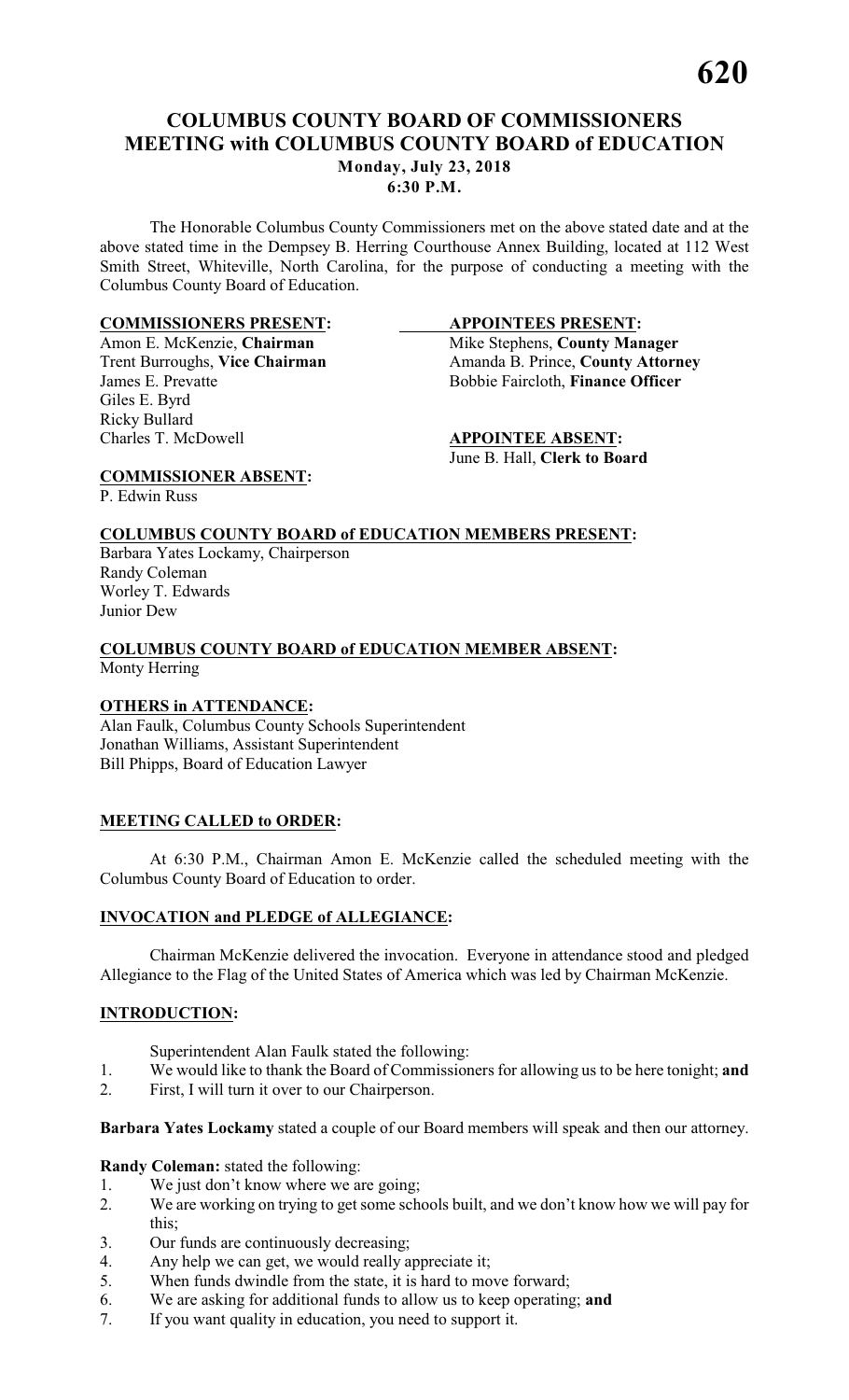# COLUMBUS COUNTY BOARD OF COMMISSIONERS MEETING with COLUMBUS COUNTY BOARD of EDUCATION

**Monday, July 23, 2018**
**6:30 P.M.**

The Honorable Columbus County Commissioners met on the above stated date and at the above stated time in the Dempsey B. Herring Courthouse Annex Building, located at 112 West Smith Street, Whiteville, North Carolina, for the purpose of conducting a meeting with the Columbus County Board of Education.

**COMMISSIONERS PRESENT:**
Amon E. McKenzie, **Chairman**
Trent Burroughs, **Vice Chairman**
James E. Prevatte
Giles E. Byrd
Ricky Bullard
Charles T. McDowell

**APPOINTEES PRESENT:**
Mike Stephens, **County Manager**
Amanda B. Prince, **County Attorney**
Bobbie Faircloth, **Finance Officer**

**APPOINTEE ABSENT:**
June B. Hall, **Clerk to Board**

**COMMISSIONER ABSENT:**
P. Edwin Russ

**COLUMBUS COUNTY BOARD of EDUCATION MEMBERS PRESENT:**
Barbara Yates Lockamy, Chairperson
Randy Coleman
Worley T. Edwards
Junior Dew

**COLUMBUS COUNTY BOARD of EDUCATION MEMBER ABSENT:**
Monty Herring

**OTHERS in ATTENDANCE:**
Alan Faulk, Columbus County Schools Superintendent
Jonathan Williams, Assistant Superintendent
Bill Phipps, Board of Education Lawyer

**MEETING CALLED to ORDER:**

At 6:30 P.M., Chairman Amon E. McKenzie called the scheduled meeting with the Columbus County Board of Education to order.

**INVOCATION and PLEDGE of ALLEGIANCE:**

Chairman McKenzie delivered the invocation. Everyone in attendance stood and pledged Allegiance to the Flag of the United States of America which was led by Chairman McKenzie.

**INTRODUCTION:**

Superintendent Alan Faulk stated the following:

1. We would like to thank the Board of Commissioners for allowing us to be here tonight; **and**
2. First, I will turn it over to our Chairperson.

**Barbara Yates Lockamy** stated a couple of our Board members will speak and then our attorney.

**Randy Coleman:** stated the following:

1. We just don't know where we are going;
2. We are working on trying to get some schools built, and we don't know how we will pay for this;
3. Our funds are continuously decreasing;
4. Any help we can get, we would really appreciate it;
5. When funds dwindle from the state, it is hard to move forward;
6. We are asking for additional funds to allow us to keep operating; **and**
7. If you want quality in education, you need to support it.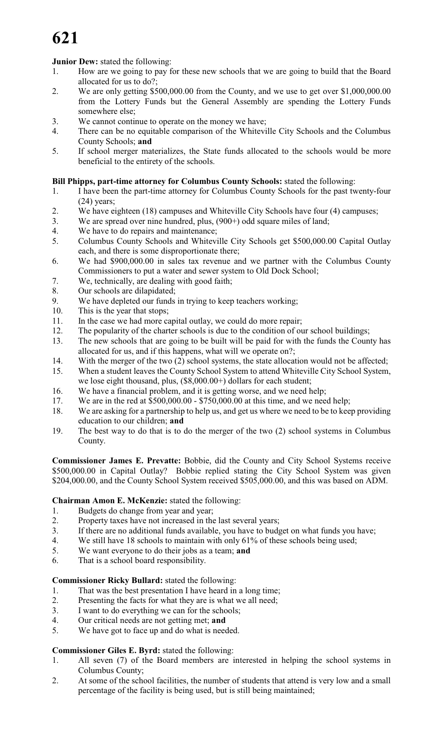**Junior Dew:** stated the following:

1. How are we going to pay for these new schools that we are going to build that the Board allocated for us to do?;
2. We are only getting $500,000.00 from the County, and we use to get over $1,000,000.00 from the Lottery Funds but the General Assembly are spending the Lottery Funds somewhere else;
3. We cannot continue to operate on the money we have;
4. There can be no equitable comparison of the Whiteville City Schools and the Columbus County Schools; **and**
5. If school merger materializes, the State funds allocated to the schools would be more beneficial to the entirety of the schools.

**Bill Phipps, part-time attorney for Columbus County Schools:** stated the following:

1. I have been the part-time attorney for Columbus County Schools for the past twenty-four (24) years;
2. We have eighteen (18) campuses and Whiteville City Schools have four (4) campuses;
3. We are spread over nine hundred, plus, (900+) odd square miles of land;
4. We have to do repairs and maintenance;
5. Columbus County Schools and Whiteville City Schools get $500,000.00 Capital Outlay each, and there is some disproportionate there;
6. We had $900,000.00 in sales tax revenue and we partner with the Columbus County Commissioners to put a water and sewer system to Old Dock School;
7. We, technically, are dealing with good faith;
8. Our schools are dilapidated;
9. We have depleted our funds in trying to keep teachers working;
10. This is the year that stops;
11. In the case we had more capital outlay, we could do more repair;
12. The popularity of the charter schools is due to the condition of our school buildings;
13. The new schools that are going to be built will be paid for with the funds the County has allocated for us, and if this happens, what will we operate on?;
14. With the merger of the two (2) school systems, the state allocation would not be affected;
15. When a student leaves the County School System to attend Whiteville City School System, we lose eight thousand, plus, ($8,000.00+) dollars for each student;
16. We have a financial problem, and it is getting worse, and we need help;
17. We are in the red at $500,000.00 - $750,000.00 at this time, and we need help;
18. We are asking for a partnership to help us, and get us where we need to be to keep providing education to our children; **and**
19. The best way to do that is to do the merger of the two (2) school systems in Columbus County.

**Commissioner James E. Prevatte:** Bobbie, did the County and City School Systems receive $500,000.00 in Capital Outlay? Bobbie replied stating the City School System was given $204,000.00, and the County School System received $505,000.00, and this was based on ADM.

**Chairman Amon E. McKenzie:** stated the following:

1. Budgets do change from year and year;
2. Property taxes have not increased in the last several years;
3. If there are no additional funds available, you have to budget on what funds you have;
4. We still have 18 schools to maintain with only 61% of these schools being used;
5. We want everyone to do their jobs as a team; **and**
6. That is a school board responsibility.

**Commissioner Ricky Bullard:** stated the following:

1. That was the best presentation I have heard in a long time;
2. Presenting the facts for what they are is what we all need;
3. I want to do everything we can for the schools;
4. Our critical needs are not getting met; **and**
5. We have got to face up and do what is needed.

**Commissioner Giles E. Byrd:** stated the following:

1. All seven (7) of the Board members are interested in helping the school systems in Columbus County;
2. At some of the school facilities, the number of students that attend is very low and a small percentage of the facility is being used, but is still being maintained;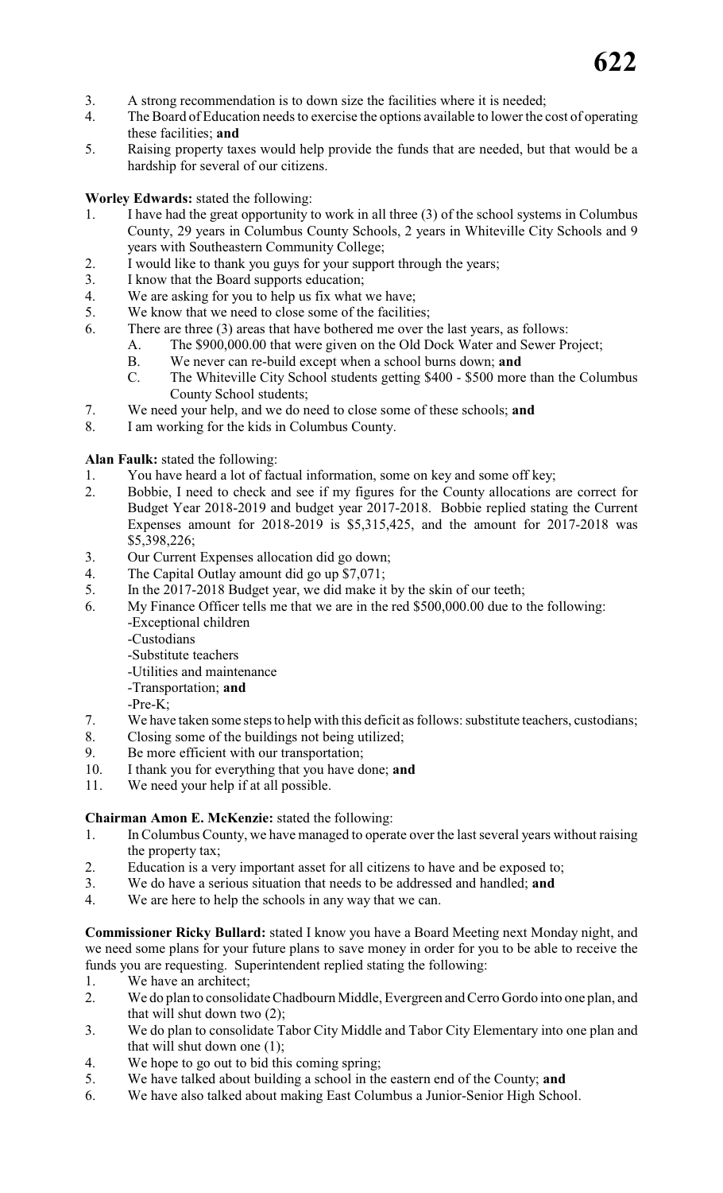3. A strong recommendation is to down size the facilities where it is needed;
4. The Board of Education needs to exercise the options available to lower the cost of operating these facilities; **and**
5. Raising property taxes would help provide the funds that are needed, but that would be a hardship for several of our citizens.

**Worley Edwards:** stated the following:

1. I have had the great opportunity to work in all three (3) of the school systems in Columbus County, 29 years in Columbus County Schools, 2 years in Whiteville City Schools and 9 years with Southeastern Community College;
2. I would like to thank you guys for your support through the years;
3. I know that the Board supports education;
4. We are asking for you to help us fix what we have;
5. We know that we need to close some of the facilities;
6. There are three (3) areas that have bothered me over the last years, as follows:
   - A. The $900,000.00 that were given on the Old Dock Water and Sewer Project;
   - B. We never can re-build except when a school burns down; **and**
   - C. The Whiteville City School students getting $400 - $500 more than the Columbus County School students;
7. We need your help, and we do need to close some of these schools; **and**
8. I am working for the kids in Columbus County.

**Alan Faulk:** stated the following:

1. You have heard a lot of factual information, some on key and some off key;
2. Bobbie, I need to check and see if my figures for the County allocations are correct for Budget Year 2018-2019 and budget year 2017-2018. Bobbie replied stating the Current Expenses amount for 2018-2019 is $5,315,425, and the amount for 2017-2018 was $5,398,226;
3. Our Current Expenses allocation did go down;
4. The Capital Outlay amount did go up $7,071;
5. In the 2017-2018 Budget year, we did make it by the skin of our teeth;
6. My Finance Officer tells me that we are in the red $500,000.00 due to the following:
   - -Exceptional children
   - -Custodians
   - -Substitute teachers
   - -Utilities and maintenance
   - -Transportation; **and**
   - -Pre-K;
7. We have taken some steps to help with this deficit as follows: substitute teachers, custodians;
8. Closing some of the buildings not being utilized;
9. Be more efficient with our transportation;
10. I thank you for everything that you have done; **and**
11. We need your help if at all possible.

**Chairman Amon E. McKenzie:** stated the following:

1. In Columbus County, we have managed to operate over the last several years without raising the property tax;
2. Education is a very important asset for all citizens to have and be exposed to;
3. We do have a serious situation that needs to be addressed and handled; **and**
4. We are here to help the schools in any way that we can.

**Commissioner Ricky Bullard:** stated I know you have a Board Meeting next Monday night, and we need some plans for your future plans to save money in order for you to be able to receive the funds you are requesting. Superintendent replied stating the following:

1. We have an architect;
2. We do plan to consolidate Chadbourn Middle, Evergreen and Cerro Gordo into one plan, and that will shut down two (2);
3. We do plan to consolidate Tabor City Middle and Tabor City Elementary into one plan and that will shut down one (1);
4. We hope to go out to bid this coming spring;
5. We have talked about building a school in the eastern end of the County; **and**
6. We have also talked about making East Columbus a Junior-Senior High School.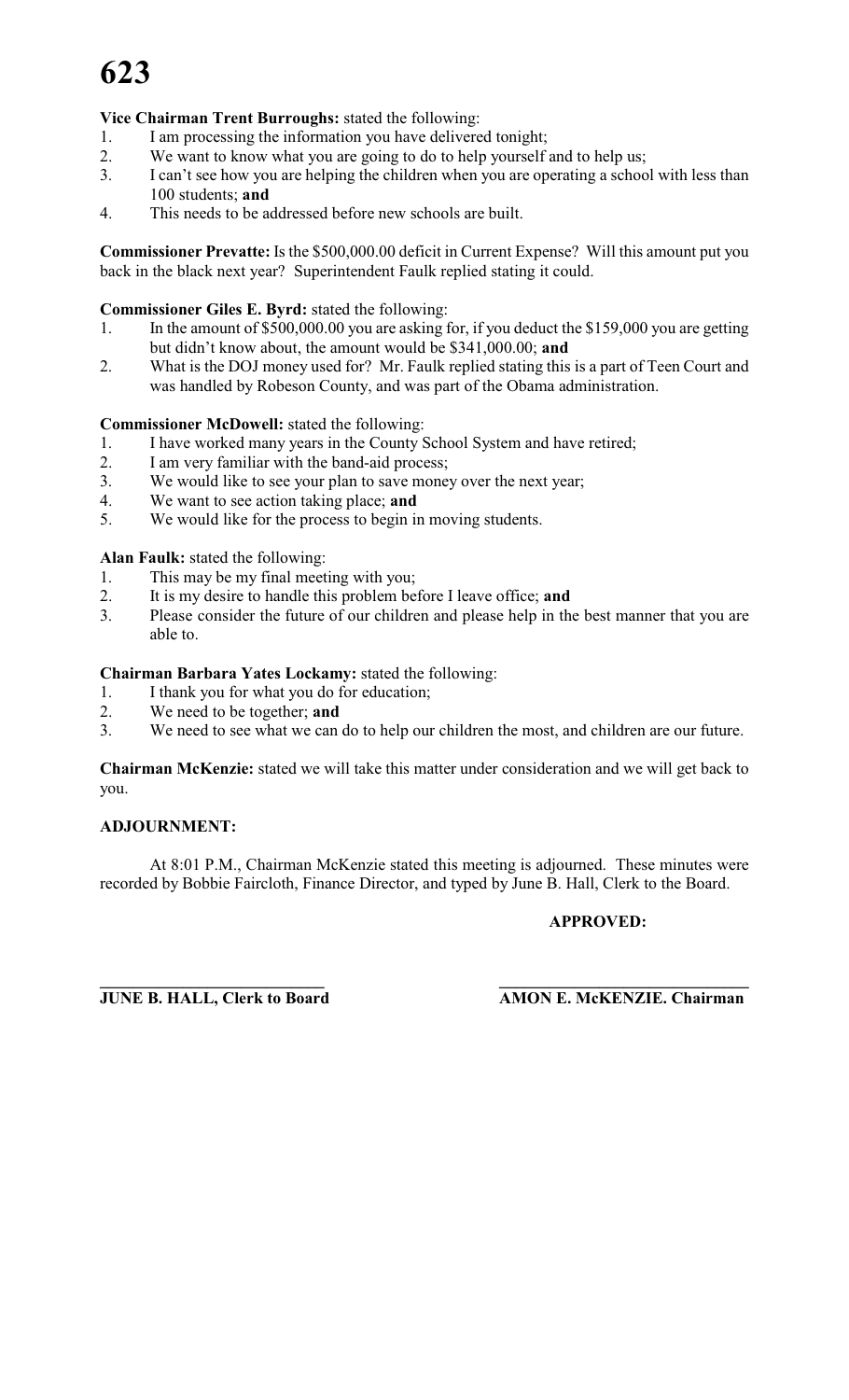**Vice Chairman Trent Burroughs:** stated the following:

1. I am processing the information you have delivered tonight;
2. We want to know what you are going to do to help yourself and to help us;
3. I can't see how you are helping the children when you are operating a school with less than 100 students; **and**
4. This needs to be addressed before new schools are built.

**Commissioner Prevatte:** Is the $500,000.00 deficit in Current Expense? Will this amount put you back in the black next year? Superintendent Faulk replied stating it could.

**Commissioner Giles E. Byrd:** stated the following:

1. In the amount of $500,000.00 you are asking for, if you deduct the $159,000 you are getting but didn't know about, the amount would be $341,000.00; **and**
2. What is the DOJ money used for? Mr. Faulk replied stating this is a part of Teen Court and was handled by Robeson County, and was part of the Obama administration.

**Commissioner McDowell:** stated the following:

1. I have worked many years in the County School System and have retired;
2. I am very familiar with the band-aid process;
3. We would like to see your plan to save money over the next year;
4. We want to see action taking place; **and**
5. We would like for the process to begin in moving students.

**Alan Faulk:** stated the following:

1. This may be my final meeting with you;
2. It is my desire to handle this problem before I leave office; **and**
3. Please consider the future of our children and please help in the best manner that you are able to.

**Chairman Barbara Yates Lockamy:** stated the following:

1. I thank you for what you do for education;
2. We need to be together; **and**
3. We need to see what we can do to help our children the most, and children are our future.

**Chairman McKenzie:** stated we will take this matter under consideration and we will get back to you.

**ADJOURNMENT:**

At 8:01 P.M., Chairman McKenzie stated this meeting is adjourned. These minutes were recorded by Bobbie Faircloth, Finance Director, and typed by June B. Hall, Clerk to the Board.

**APPROVED:**

**JUNE B. HALL, Clerk to Board**

**AMON E. McKENZIE. Chairman**